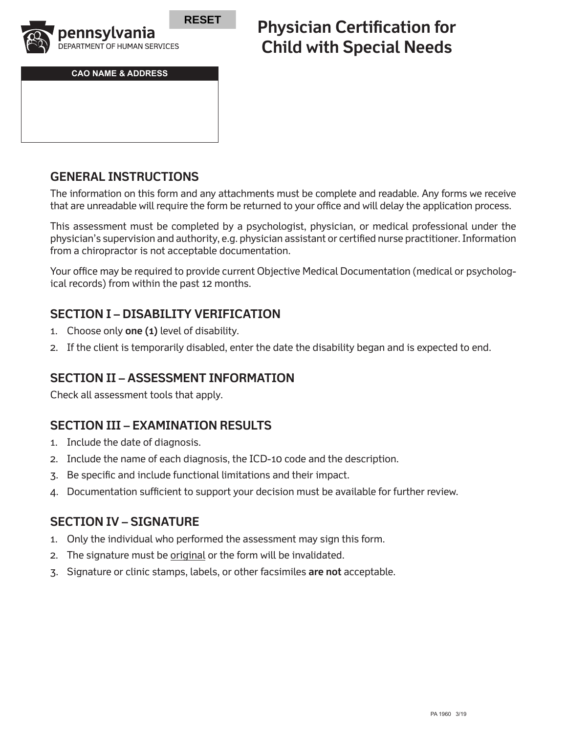RESET

pennsylvania
DEPARTMENT OF HUMAN SERVICES

# Physician Certification for Child with Special Needs

| CAO NAME & ADDRESS |
| --- |
| |

## GENERAL INSTRUCTIONS

The information on this form and any attachments must be complete and readable. Any forms we receive that are unreadable will require the form be returned to your office and will delay the application process.

This assessment must be completed by a psychologist, physician, or medical professional under the physician's supervision and authority, e.g. physician assistant or certified nurse practitioner. Information from a chiropractor is not acceptable documentation.

Your office may be required to provide current Objective Medical Documentation (medical or psychological records) from within the past 12 months.

## SECTION I – DISABILITY VERIFICATION

1. Choose only **one (1)** level of disability.
2. If the client is temporarily disabled, enter the date the disability began and is expected to end.

## SECTION II – ASSESSMENT INFORMATION

Check all assessment tools that apply.

## SECTION III – EXAMINATION RESULTS

1. Include the date of diagnosis.
2. Include the name of each diagnosis, the ICD-10 code and the description.
3. Be specific and include functional limitations and their impact.
4. Documentation sufficient to support your decision must be available for further review.

## SECTION IV – SIGNATURE

1. Only the individual who performed the assessment may sign this form.
2. The signature must be original or the form will be invalidated.
3. Signature or clinic stamps, labels, or other facsimiles **are not** acceptable.

PA 1960 3/19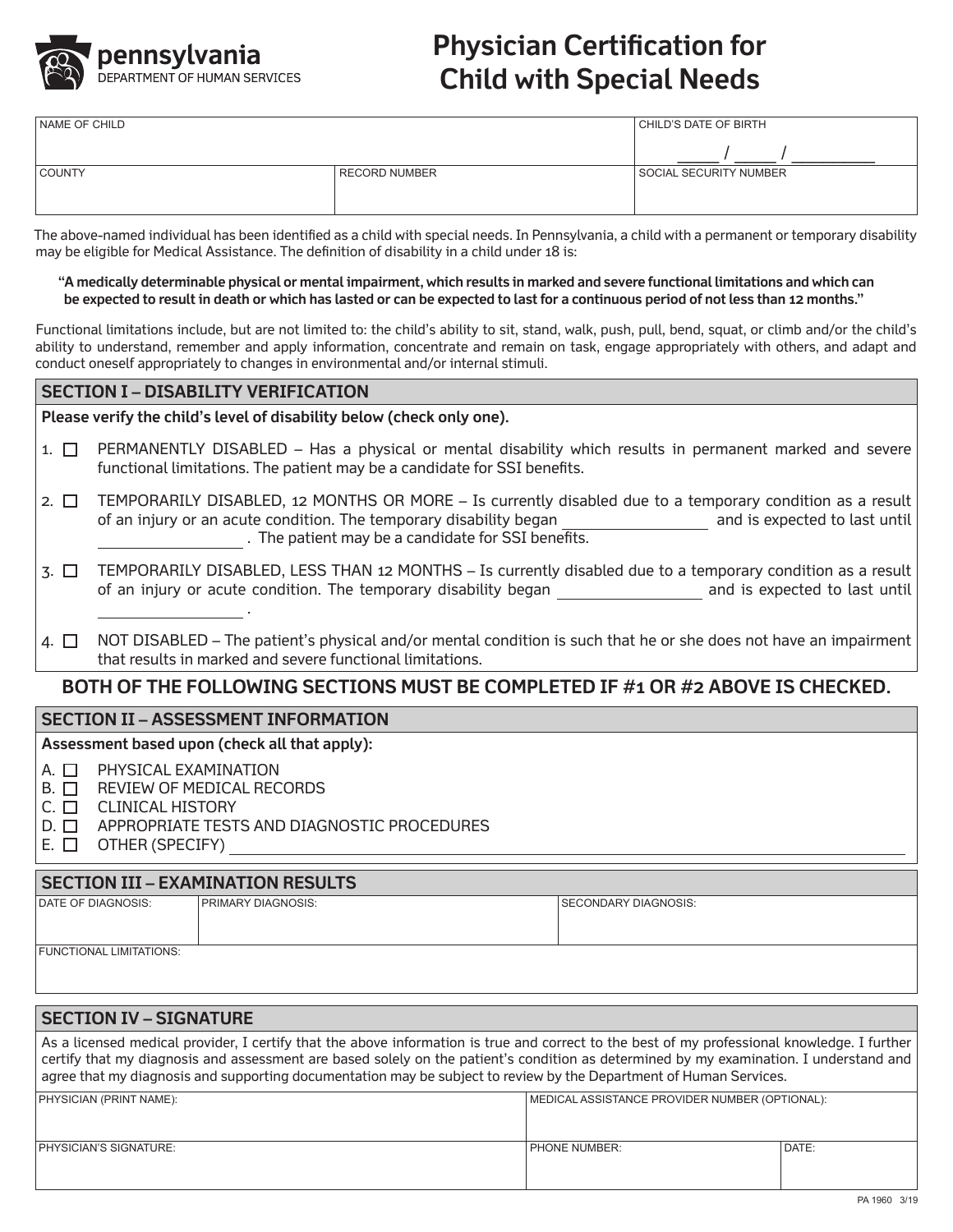pennsylvania
DEPARTMENT OF HUMAN SERVICES

# Physician Certification for Child with Special Needs

| NAME OF CHILD | | CHILD'S DATE OF BIRTH |
|---|---|---|
| | | ____ / ____ / ________ |
| COUNTY | RECORD NUMBER | SOCIAL SECURITY NUMBER |
| | | |

The above-named individual has been identified as a child with special needs. In Pennsylvania, a child with a permanent or temporary disability may be eligible for Medical Assistance. The definition of disability in a child under 18 is:

**"A medically determinable physical or mental impairment, which results in marked and severe functional limitations and which can be expected to result in death or which has lasted or can be expected to last for a continuous period of not less than 12 months."**

Functional limitations include, but are not limited to: the child's ability to sit, stand, walk, push, pull, bend, squat, or climb and/or the child's ability to understand, remember and apply information, concentrate and remain on task, engage appropriately with others, and adapt and conduct oneself appropriately to changes in environmental and/or internal stimuli.

## SECTION I – DISABILITY VERIFICATION

**Please verify the child's level of disability below (check only one).**

1. ☐ PERMANENTLY DISABLED – Has a physical or mental disability which results in permanent marked and severe functional limitations. The patient may be a candidate for SSI benefits.
2. ☐ TEMPORARILY DISABLED, 12 MONTHS OR MORE – Is currently disabled due to a temporary condition as a result of an injury or an acute condition. The temporary disability began ______________ and is expected to last until ______________. The patient may be a candidate for SSI benefits.
3. ☐ TEMPORARILY DISABLED, LESS THAN 12 MONTHS – Is currently disabled due to a temporary condition as a result of an injury or acute condition. The temporary disability began ______________ and is expected to last until ______________.
4. ☐ NOT DISABLED – The patient's physical and/or mental condition is such that he or she does not have an impairment that results in marked and severe functional limitations.

**BOTH OF THE FOLLOWING SECTIONS MUST BE COMPLETED IF #1 OR #2 ABOVE IS CHECKED.**

## SECTION II – ASSESSMENT INFORMATION

**Assessment based upon (check all that apply):**

A. ☐ PHYSICAL EXAMINATION
B. ☐ REVIEW OF MEDICAL RECORDS
C. ☐ CLINICAL HISTORY
D. ☐ APPROPRIATE TESTS AND DIAGNOSTIC PROCEDURES
E. ☐ OTHER (SPECIFY) ________________________________

## SECTION III – EXAMINATION RESULTS

| DATE OF DIAGNOSIS: | PRIMARY DIAGNOSIS: | SECONDARY DIAGNOSIS: |
|---|---|---|
| | | |
| FUNCTIONAL LIMITATIONS: | | |
| | | |

## SECTION IV – SIGNATURE

As a licensed medical provider, I certify that the above information is true and correct to the best of my professional knowledge. I further certify that my diagnosis and assessment are based solely on the patient's condition as determined by my examination. I understand and agree that my diagnosis and supporting documentation may be subject to review by the Department of Human Services.

| PHYSICIAN (PRINT NAME): | MEDICAL ASSISTANCE PROVIDER NUMBER (OPTIONAL): | |
|---|---|---|
| | | |
| PHYSICIAN'S SIGNATURE: | PHONE NUMBER: | DATE: |
| | | |

PA 1960 3/19